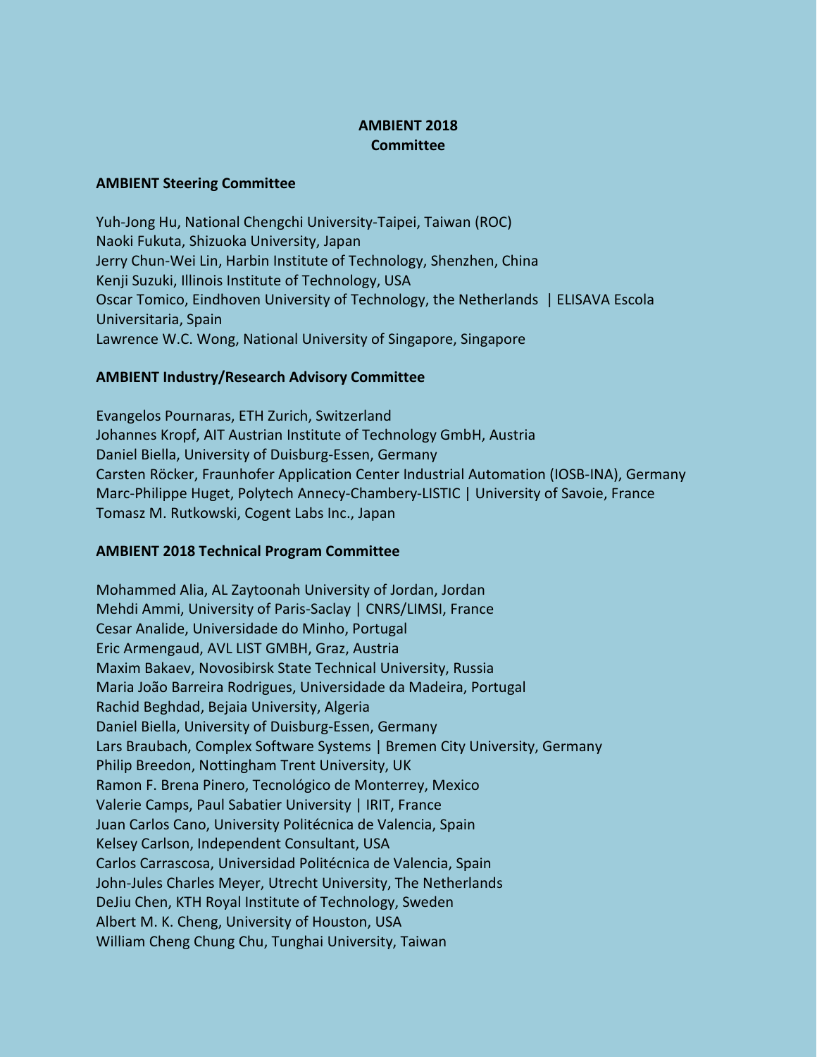# AMBIENT 2018
# Committee

## AMBIENT Steering Committee

Yuh-Jong Hu, National Chengchi University-Taipei, Taiwan (ROC)
Naoki Fukuta, Shizuoka University, Japan
Jerry Chun-Wei Lin, Harbin Institute of Technology, Shenzhen, China
Kenji Suzuki, Illinois Institute of Technology, USA
Oscar Tomico, Eindhoven University of Technology, the Netherlands | ELISAVA Escola Universitaria, Spain
Lawrence W.C. Wong, National University of Singapore, Singapore

## AMBIENT Industry/Research Advisory Committee

Evangelos Pournaras, ETH Zurich, Switzerland
Johannes Kropf, AIT Austrian Institute of Technology GmbH, Austria
Daniel Biella, University of Duisburg-Essen, Germany
Carsten Röcker, Fraunhofer Application Center Industrial Automation (IOSB-INA), Germany
Marc-Philippe Huget, Polytech Annecy-Chambery-LISTIC | University of Savoie, France
Tomasz M. Rutkowski, Cogent Labs Inc., Japan

## AMBIENT 2018 Technical Program Committee

Mohammed Alia, AL Zaytoonah University of Jordan, Jordan
Mehdi Ammi, University of Paris-Saclay | CNRS/LIMSI, France
Cesar Analide, Universidade do Minho, Portugal
Eric Armengaud, AVL LIST GMBH, Graz, Austria
Maxim Bakaev, Novosibirsk State Technical University, Russia
Maria João Barreira Rodrigues, Universidade da Madeira, Portugal
Rachid Beghdad, Bejaia University, Algeria
Daniel Biella, University of Duisburg-Essen, Germany
Lars Braubach, Complex Software Systems | Bremen City University, Germany
Philip Breedon, Nottingham Trent University, UK
Ramon F. Brena Pinero, Tecnológico de Monterrey, Mexico
Valerie Camps, Paul Sabatier University | IRIT, France
Juan Carlos Cano, University Politécnica de Valencia, Spain
Kelsey Carlson, Independent Consultant, USA
Carlos Carrascosa, Universidad Politécnica de Valencia, Spain
John-Jules Charles Meyer, Utrecht University, The Netherlands
DeJiu Chen, KTH Royal Institute of Technology, Sweden
Albert M. K. Cheng, University of Houston, USA
William Cheng Chung Chu, Tunghai University, Taiwan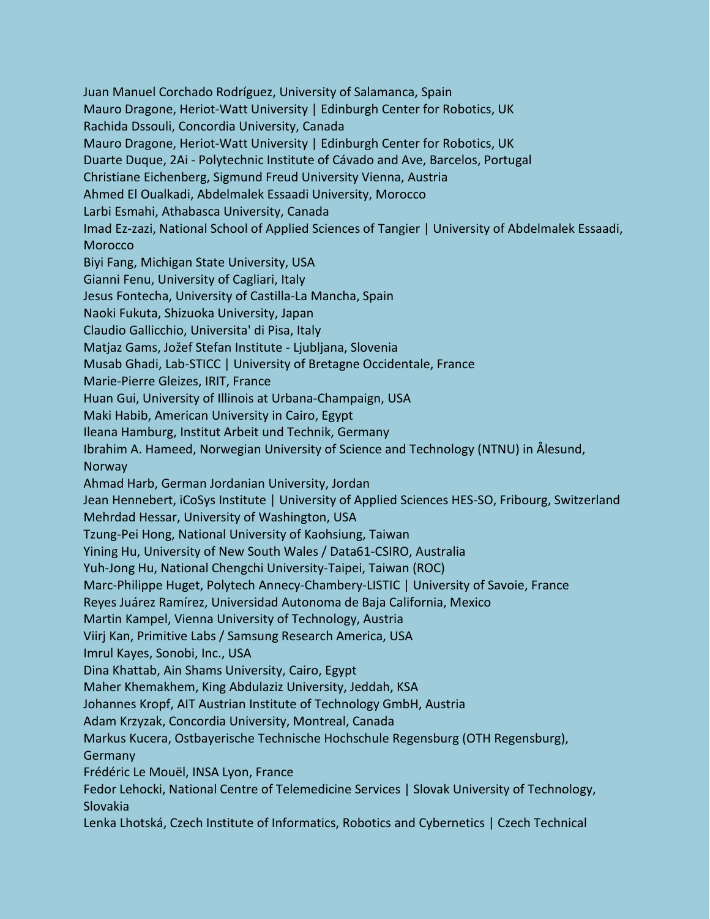Juan Manuel Corchado Rodríguez, University of Salamanca, Spain
Mauro Dragone, Heriot-Watt University | Edinburgh Center for Robotics, UK
Rachida Dssouli, Concordia University, Canada
Mauro Dragone, Heriot-Watt University | Edinburgh Center for Robotics, UK
Duarte Duque, 2Ai - Polytechnic Institute of Cávado and Ave, Barcelos, Portugal
Christiane Eichenberg, Sigmund Freud University Vienna, Austria
Ahmed El Oualkadi, Abdelmalek Essaadi University, Morocco
Larbi Esmahi, Athabasca University, Canada
Imad Ez-zazi, National School of Applied Sciences of Tangier | University of Abdelmalek Essaadi, Morocco
Biyi Fang, Michigan State University, USA
Gianni Fenu, University of Cagliari, Italy
Jesus Fontecha, University of Castilla-La Mancha, Spain
Naoki Fukuta, Shizuoka University, Japan
Claudio Gallicchio, Universita' di Pisa, Italy
Matjaz Gams, Jožef Stefan Institute - Ljubljana, Slovenia
Musab Ghadi, Lab-STICC | University of Bretagne Occidentale, France
Marie-Pierre Gleizes, IRIT, France
Huan Gui, University of Illinois at Urbana-Champaign, USA
Maki Habib, American University in Cairo, Egypt
Ileana Hamburg, Institut Arbeit und Technik, Germany
Ibrahim A. Hameed, Norwegian University of Science and Technology (NTNU) in Ålesund, Norway
Ahmad Harb, German Jordanian University, Jordan
Jean Hennebert, iCoSys Institute | University of Applied Sciences HES-SO, Fribourg, Switzerland
Mehrdad Hessar, University of Washington, USA
Tzung-Pei Hong, National University of Kaohsiung, Taiwan
Yining Hu, University of New South Wales / Data61-CSIRO, Australia
Yuh-Jong Hu, National Chengchi University-Taipei, Taiwan (ROC)
Marc-Philippe Huget, Polytech Annecy-Chambery-LISTIC | University of Savoie, France
Reyes Juárez Ramírez, Universidad Autonoma de Baja California, Mexico
Martin Kampel, Vienna University of Technology, Austria
Viirj Kan, Primitive Labs / Samsung Research America, USA
Imrul Kayes, Sonobi, Inc., USA
Dina Khattab, Ain Shams University, Cairo, Egypt
Maher Khemakhem, King Abdulaziz University, Jeddah, KSA
Johannes Kropf, AIT Austrian Institute of Technology GmbH, Austria
Adam Krzyzak, Concordia University, Montreal, Canada
Markus Kucera, Ostbayerische Technische Hochschule Regensburg (OTH Regensburg), Germany
Frédéric Le Mouël, INSA Lyon, France
Fedor Lehocki, National Centre of Telemedicine Services | Slovak University of Technology, Slovakia
Lenka Lhotská, Czech Institute of Informatics, Robotics and Cybernetics | Czech Technical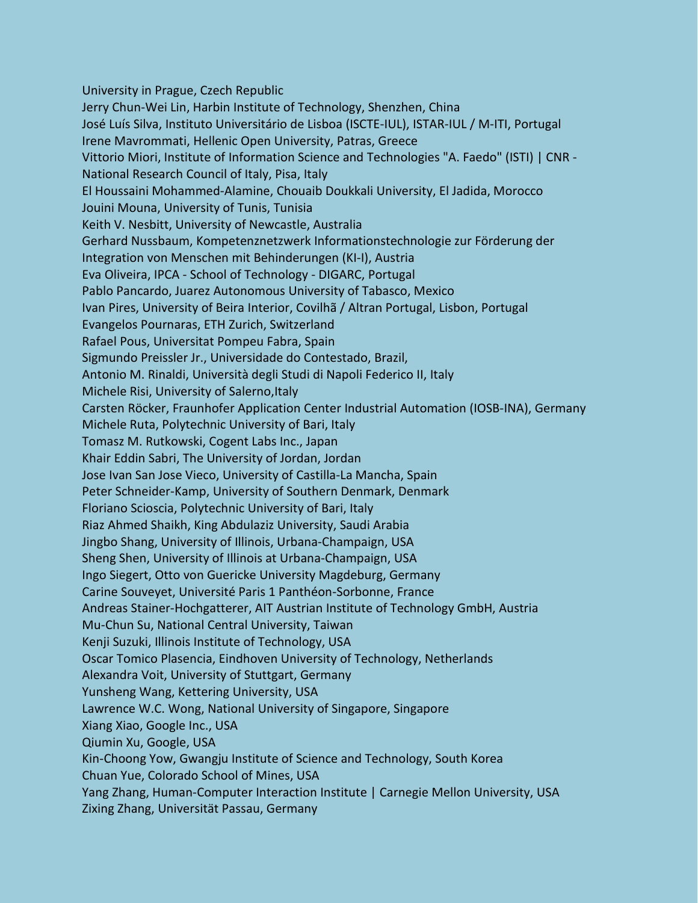University in Prague, Czech Republic  
Jerry Chun-Wei Lin, Harbin Institute of Technology, Shenzhen, China  
José Luís Silva, Instituto Universitário de Lisboa (ISCTE-IUL), ISTAR-IUL / M-ITI, Portugal  
Irene Mavrommati, Hellenic Open University, Patras, Greece  
Vittorio Miori, Institute of Information Science and Technologies "A. Faedo" (ISTI) | CNR - National Research Council of Italy, Pisa, Italy  
El Houssaini Mohammed-Alamine, Chouaib Doukkali University, El Jadida, Morocco  
Jouini Mouna, University of Tunis, Tunisia  
Keith V. Nesbitt, University of Newcastle, Australia  
Gerhard Nussbaum, Kompetenznetzwerk Informationstechnologie zur Förderung der Integration von Menschen mit Behinderungen (KI-I), Austria  
Eva Oliveira, IPCA - School of Technology - DIGARC, Portugal  
Pablo Pancardo, Juarez Autonomous University of Tabasco, Mexico  
Ivan Pires, University of Beira Interior, Covilhã / Altran Portugal, Lisbon, Portugal  
Evangelos Pournaras, ETH Zurich, Switzerland  
Rafael Pous, Universitat Pompeu Fabra, Spain  
Sigmundo Preissler Jr., Universidade do Contestado, Brazil,  
Antonio M. Rinaldi, Università degli Studi di Napoli Federico II, Italy  
Michele Risi, University of Salerno,Italy  
Carsten Röcker, Fraunhofer Application Center Industrial Automation (IOSB-INA), Germany  
Michele Ruta, Polytechnic University of Bari, Italy  
Tomasz M. Rutkowski, Cogent Labs Inc., Japan  
Khair Eddin Sabri, The University of Jordan, Jordan  
Jose Ivan San Jose Vieco, University of Castilla-La Mancha, Spain  
Peter Schneider-Kamp, University of Southern Denmark, Denmark  
Floriano Scioscia, Polytechnic University of Bari, Italy  
Riaz Ahmed Shaikh, King Abdulaziz University, Saudi Arabia  
Jingbo Shang, University of Illinois, Urbana-Champaign, USA  
Sheng Shen, University of Illinois at Urbana-Champaign, USA  
Ingo Siegert, Otto von Guericke University Magdeburg, Germany  
Carine Souveyet, Université Paris 1 Panthéon-Sorbonne, France  
Andreas Stainer-Hochgatterer, AIT Austrian Institute of Technology GmbH, Austria  
Mu-Chun Su, National Central University, Taiwan  
Kenji Suzuki, Illinois Institute of Technology, USA  
Oscar Tomico Plasencia, Eindhoven University of Technology, Netherlands  
Alexandra Voit, University of Stuttgart, Germany  
Yunsheng Wang, Kettering University, USA  
Lawrence W.C. Wong, National University of Singapore, Singapore  
Xiang Xiao, Google Inc., USA  
Qiumin Xu, Google, USA  
Kin-Choong Yow, Gwangju Institute of Science and Technology, South Korea  
Chuan Yue, Colorado School of Mines, USA  
Yang Zhang, Human-Computer Interaction Institute | Carnegie Mellon University, USA  
Zixing Zhang, Universität Passau, Germany